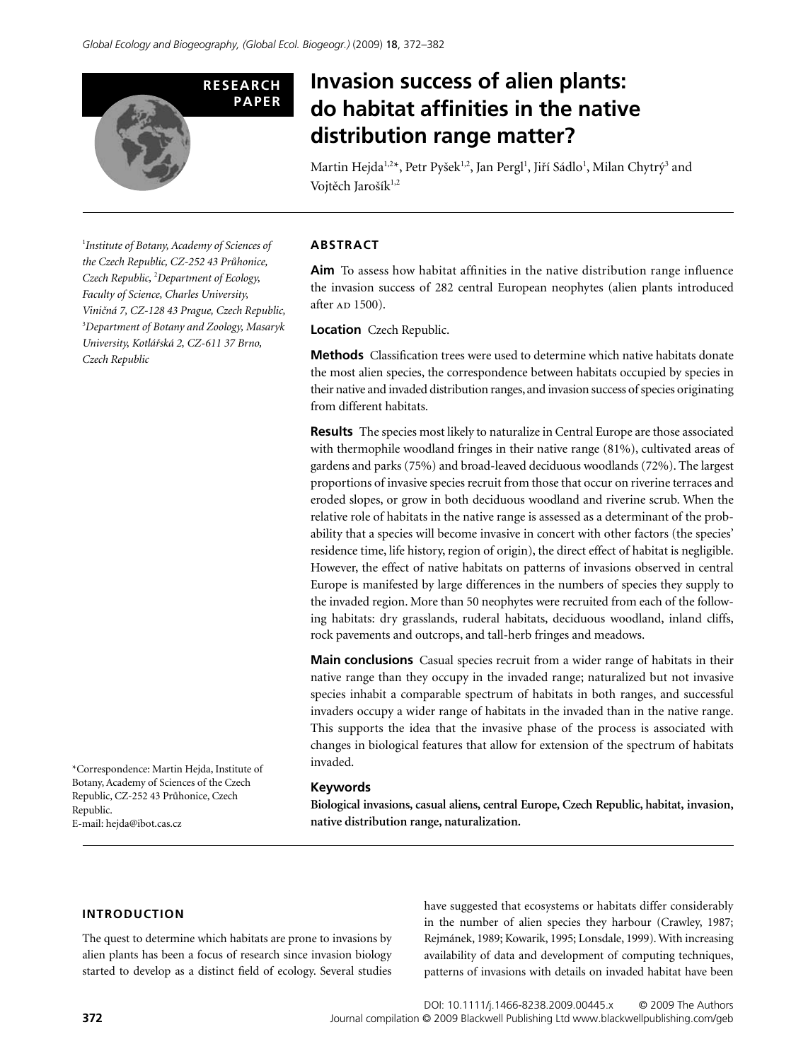RESEARCH PAPER

# Invasion success of alien plants: do habitat affinities in the native distribution range matter?

Martin Hejda[1,2]*, Petr Pyšek[1,2], Jan Pergl[1], Jiří Sádlo[1], Milan Chytrý[3] and Vojtěch Jarošík[1,2]

[1]*Institute of Botany, Academy of Sciences of the Czech Republic, CZ-252 43 Průhonice, Czech Republic,* [2]*Department of Ecology, Faculty of Science, Charles University, Viničná 7, CZ-128 43 Prague, Czech Republic,* [3]*Department of Botany and Zoology, Masaryk University, Kotlářská 2, CZ-611 37 Brno, Czech Republic*

\*Correspondence: Martin Hejda, Institute of Botany, Academy of Sciences of the Czech Republic, CZ-252 43 Průhonice, Czech Republic.
E-mail: hejda@ibot.cas.cz

## ABSTRACT

**Aim** To assess how habitat affinities in the native distribution range influence the invasion success of 282 central European neophytes (alien plants introduced after AD 1500).

**Location** Czech Republic.

**Methods** Classification trees were used to determine which native habitats donate the most alien species, the correspondence between habitats occupied by species in their native and invaded distribution ranges, and invasion success of species originating from different habitats.

**Results** The species most likely to naturalize in Central Europe are those associated with thermophile woodland fringes in their native range (81%), cultivated areas of gardens and parks (75%) and broad-leaved deciduous woodlands (72%). The largest proportions of invasive species recruit from those that occur on riverine terraces and eroded slopes, or grow in both deciduous woodland and riverine scrub. When the relative role of habitats in the native range is assessed as a determinant of the probability that a species will become invasive in concert with other factors (the species' residence time, life history, region of origin), the direct effect of habitat is negligible. However, the effect of native habitats on patterns of invasions observed in central Europe is manifested by large differences in the numbers of species they supply to the invaded region. More than 50 neophytes were recruited from each of the following habitats: dry grasslands, ruderal habitats, deciduous woodland, inland cliffs, rock pavements and outcrops, and tall-herb fringes and meadows.

**Main conclusions** Casual species recruit from a wider range of habitats in their native range than they occupy in the invaded range; naturalized but not invasive species inhabit a comparable spectrum of habitats in both ranges, and successful invaders occupy a wider range of habitats in the invaded than in the native range. This supports the idea that the invasive phase of the process is associated with changes in biological features that allow for extension of the spectrum of habitats invaded.

### Keywords

**Biological invasions, casual aliens, central Europe, Czech Republic, habitat, invasion, native distribution range, naturalization.**

## INTRODUCTION

The quest to determine which habitats are prone to invasions by alien plants has been a focus of research since invasion biology started to develop as a distinct field of ecology. Several studies have suggested that ecosystems or habitats differ considerably in the number of alien species they harbour (Crawley, 1987; Rejmánek, 1989; Kowarik, 1995; Lonsdale, 1999). With increasing availability of data and development of computing techniques, patterns of invasions with details on invaded habitat have been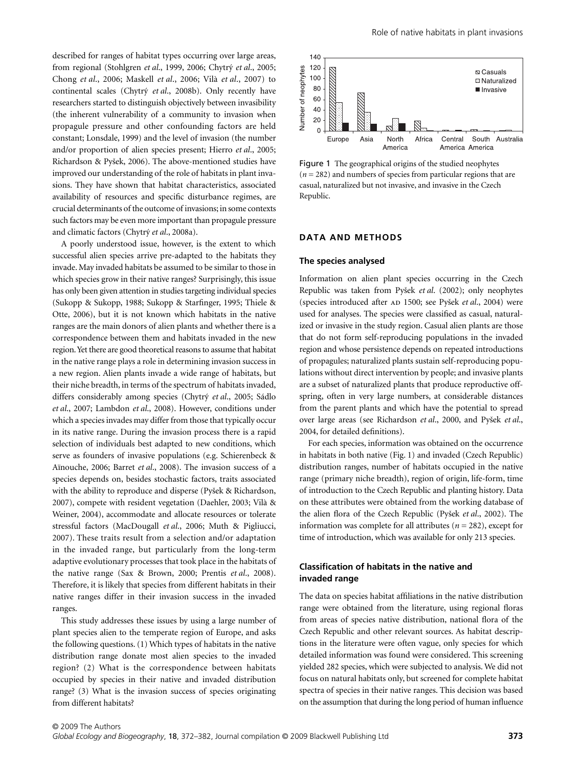described for ranges of habitat types occurring over large areas, from regional (Stohlgren *et al*., 1999, 2006; Chytrý *et al*., 2005; Chong *et al*., 2006; Maskell *et al*., 2006; Vilà *et al*., 2007) to continental scales (Chytrý *et al*., 2008b). Only recently have researchers started to distinguish objectively between invasibility (the inherent vulnerability of a community to invasion when propagule pressure and other confounding factors are held constant; Lonsdale, 1999) and the level of invasion (the number and/or proportion of alien species present; Hierro *et al*., 2005; Richardson & Pyšek, 2006). The above-mentioned studies have improved our understanding of the role of habitats in plant invasions. They have shown that habitat characteristics, associated availability of resources and specific disturbance regimes, are crucial determinants of the outcome of invasions; in some contexts such factors may be even more important than propagule pressure and climatic factors (Chytrý *et al*., 2008a).

A poorly understood issue, however, is the extent to which successful alien species arrive pre-adapted to the habitats they invade. May invaded habitats be assumed to be similar to those in which species grow in their native ranges? Surprisingly, this issue has only been given attention in studies targeting individual species (Sukopp & Sukopp, 1988; Sukopp & Starfinger, 1995; Thiele & Otte, 2006), but it is not known which habitats in the native ranges are the main donors of alien plants and whether there is a correspondence between them and habitats invaded in the new region. Yet there are good theoretical reasons to assume that habitat in the native range plays a role in determining invasion success in a new region. Alien plants invade a wide range of habitats, but their niche breadth, in terms of the spectrum of habitats invaded, differs considerably among species (Chytrý *et al*., 2005; Sádlo *et al*., 2007; Lambdon *et al*., 2008). However, conditions under which a species invades may differ from those that typically occur in its native range. During the invasion process there is a rapid selection of individuals best adapted to new conditions, which serve as founders of invasive populations (e.g. Schierenbeck & Aïnouche, 2006; Barret *et al*., 2008). The invasion success of a species depends on, besides stochastic factors, traits associated with the ability to reproduce and disperse (Pyšek & Richardson, 2007), compete with resident vegetation (Daehler, 2003; Vilà & Weiner, 2004), accommodate and allocate resources or tolerate stressful factors (MacDougall *et al*., 2006; Muth & Pigliucci, 2007). These traits result from a selection and/or adaptation in the invaded range, but particularly from the long-term adaptive evolutionary processes that took place in the habitats of the native range (Sax & Brown, 2000; Prentis *et al*., 2008). Therefore, it is likely that species from different habitats in their native ranges differ in their invasion success in the invaded ranges.

This study addresses these issues by using a large number of plant species alien to the temperate region of Europe, and asks the following questions. (1) Which types of habitats in the native distribution range donate most alien species to the invaded region? (2) What is the correspondence between habitats occupied by species in their native and invaded distribution range? (3) What is the invasion success of species originating from different habitats?

Figure 1 The geographical origins of the studied neophytes ($n = 282$) and numbers of species from particular regions that are casual, naturalized but not invasive, and invasive in the Czech Republic.

## DATA AND METHODS

### The species analysed

Information on alien plant species occurring in the Czech Republic was taken from Pyšek *et al*. (2002); only neophytes (species introduced after AD 1500; see Pyšek *et al*., 2004) were used for analyses. The species were classified as casual, naturalized or invasive in the study region. Casual alien plants are those that do not form self-reproducing populations in the invaded region and whose persistence depends on repeated introductions of propagules; naturalized plants sustain self-reproducing populations without direct intervention by people; and invasive plants are a subset of naturalized plants that produce reproductive offspring, often in very large numbers, at considerable distances from the parent plants and which have the potential to spread over large areas (see Richardson *et al*., 2000, and Pyšek *et al*., 2004, for detailed definitions).

For each species, information was obtained on the occurrence in habitats in both native (Fig. 1) and invaded (Czech Republic) distribution ranges, number of habitats occupied in the native range (primary niche breadth), region of origin, life-form, time of introduction to the Czech Republic and planting history. Data on these attributes were obtained from the working database of the alien flora of the Czech Republic (Pyšek *et al*., 2002). The information was complete for all attributes ($n = 282$), except for time of introduction, which was available for only 213 species.

### Classification of habitats in the native and invaded range

The data on species habitat affiliations in the native distribution range were obtained from the literature, using regional floras from areas of species native distribution, national flora of the Czech Republic and other relevant sources. As habitat descriptions in the literature were often vague, only species for which detailed information was found were considered. This screening yielded 282 species, which were subjected to analysis. We did not focus on natural habitats only, but screened for complete habitat spectra of species in their native ranges. This decision was based on the assumption that during the long period of human influence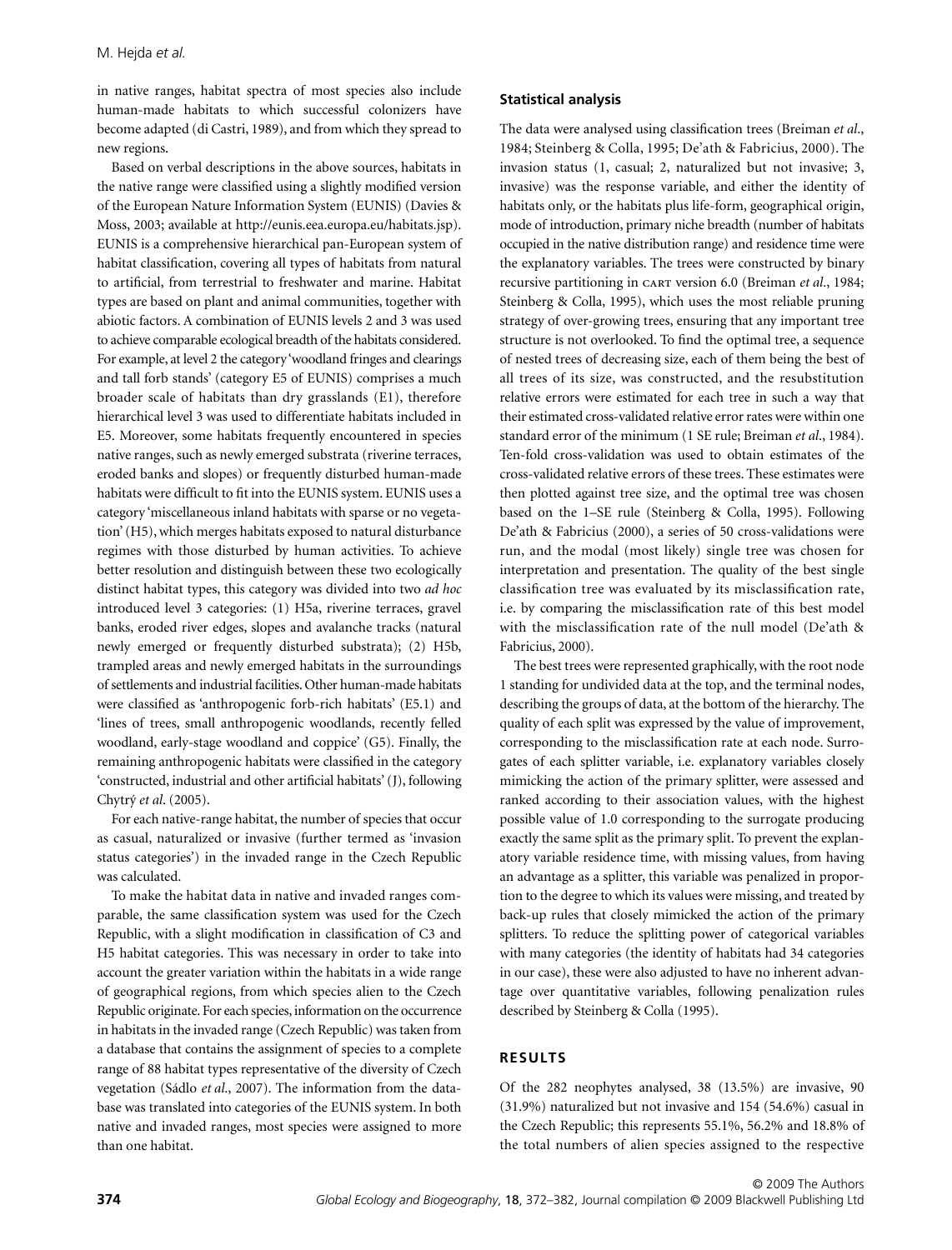in native ranges, habitat spectra of most species also include human-made habitats to which successful colonizers have become adapted (di Castri, 1989), and from which they spread to new regions.

Based on verbal descriptions in the above sources, habitats in the native range were classified using a slightly modified version of the European Nature Information System (EUNIS) (Davies & Moss, 2003; available at http://eunis.eea.europa.eu/habitats.jsp). EUNIS is a comprehensive hierarchical pan-European system of habitat classification, covering all types of habitats from natural to artificial, from terrestrial to freshwater and marine. Habitat types are based on plant and animal communities, together with abiotic factors. A combination of EUNIS levels 2 and 3 was used to achieve comparable ecological breadth of the habitats considered. For example, at level 2 the category 'woodland fringes and clearings and tall forb stands' (category E5 of EUNIS) comprises a much broader scale of habitats than dry grasslands (E1), therefore hierarchical level 3 was used to differentiate habitats included in E5. Moreover, some habitats frequently encountered in species native ranges, such as newly emerged substrata (riverine terraces, eroded banks and slopes) or frequently disturbed human-made habitats were difficult to fit into the EUNIS system. EUNIS uses a category 'miscellaneous inland habitats with sparse or no vegetation' (H5), which merges habitats exposed to natural disturbance regimes with those disturbed by human activities. To achieve better resolution and distinguish between these two ecologically distinct habitat types, this category was divided into two *ad hoc* introduced level 3 categories: (1) H5a, riverine terraces, gravel banks, eroded river edges, slopes and avalanche tracks (natural newly emerged or frequently disturbed substrata); (2) H5b, trampled areas and newly emerged habitats in the surroundings of settlements and industrial facilities. Other human-made habitats were classified as 'anthropogenic forb-rich habitats' (E5.1) and 'lines of trees, small anthropogenic woodlands, recently felled woodland, early-stage woodland and coppice' (G5). Finally, the remaining anthropogenic habitats were classified in the category 'constructed, industrial and other artificial habitats' (J), following Chytrý *et al*. (2005).

For each native-range habitat, the number of species that occur as casual, naturalized or invasive (further termed as 'invasion status categories') in the invaded range in the Czech Republic was calculated.

To make the habitat data in native and invaded ranges comparable, the same classification system was used for the Czech Republic, with a slight modification in classification of C3 and H5 habitat categories. This was necessary in order to take into account the greater variation within the habitats in a wide range of geographical regions, from which species alien to the Czech Republic originate. For each species, information on the occurrence in habitats in the invaded range (Czech Republic) was taken from a database that contains the assignment of species to a complete range of 88 habitat types representative of the diversity of Czech vegetation (Sádlo *et al*., 2007). The information from the database was translated into categories of the EUNIS system. In both native and invaded ranges, most species were assigned to more than one habitat.

### Statistical analysis

The data were analysed using classification trees (Breiman *et al*., 1984; Steinberg & Colla, 1995; De'ath & Fabricius, 2000). The invasion status (1, casual; 2, naturalized but not invasive; 3, invasive) was the response variable, and either the identity of habitats only, or the habitats plus life-form, geographical origin, mode of introduction, primary niche breadth (number of habitats occupied in the native distribution range) and residence time were the explanatory variables. The trees were constructed by binary recursive partitioning in CART version 6.0 (Breiman *et al*., 1984; Steinberg & Colla, 1995), which uses the most reliable pruning strategy of over-growing trees, ensuring that any important tree structure is not overlooked. To find the optimal tree, a sequence of nested trees of decreasing size, each of them being the best of all trees of its size, was constructed, and the resubstitution relative errors were estimated for each tree in such a way that their estimated cross-validated relative error rates were within one standard error of the minimum (1 SE rule; Breiman *et al*., 1984). Ten-fold cross-validation was used to obtain estimates of the cross-validated relative errors of these trees. These estimates were then plotted against tree size, and the optimal tree was chosen based on the 1–SE rule (Steinberg & Colla, 1995). Following De'ath & Fabricius (2000), a series of 50 cross-validations were run, and the modal (most likely) single tree was chosen for interpretation and presentation. The quality of the best single classification tree was evaluated by its misclassification rate, i.e. by comparing the misclassification rate of this best model with the misclassification rate of the null model (De'ath & Fabricius, 2000).

The best trees were represented graphically, with the root node 1 standing for undivided data at the top, and the terminal nodes, describing the groups of data, at the bottom of the hierarchy. The quality of each split was expressed by the value of improvement, corresponding to the misclassification rate at each node. Surrogates of each splitter variable, i.e. explanatory variables closely mimicking the action of the primary splitter, were assessed and ranked according to their association values, with the highest possible value of 1.0 corresponding to the surrogate producing exactly the same split as the primary split. To prevent the explanatory variable residence time, with missing values, from having an advantage as a splitter, this variable was penalized in proportion to the degree to which its values were missing, and treated by back-up rules that closely mimicked the action of the primary splitters. To reduce the splitting power of categorical variables with many categories (the identity of habitats had 34 categories in our case), these were also adjusted to have no inherent advantage over quantitative variables, following penalization rules described by Steinberg & Colla (1995).

## RESULTS

Of the 282 neophytes analysed, 38 (13.5%) are invasive, 90 (31.9%) naturalized but not invasive and 154 (54.6%) casual in the Czech Republic; this represents 55.1%, 56.2% and 18.8% of the total numbers of alien species assigned to the respective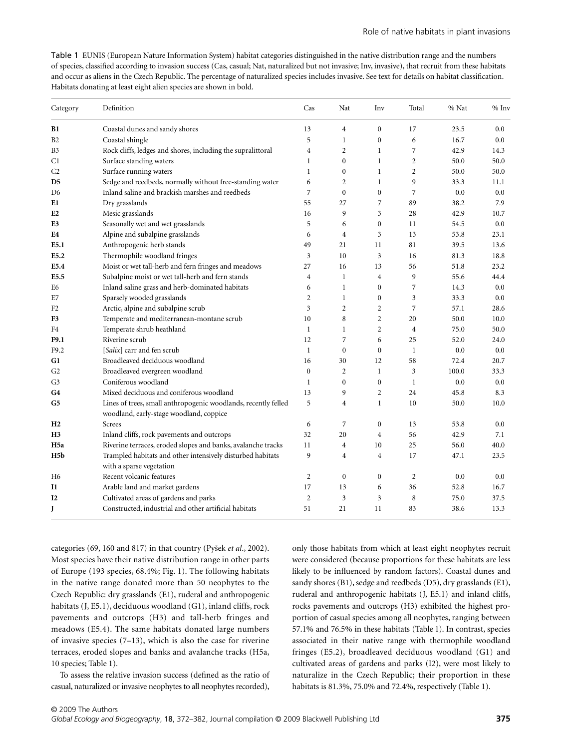Table 1 EUNIS (European Nature Information System) habitat categories distinguished in the native distribution range and the numbers of species, classified according to invasion success (Cas, casual; Nat, naturalized but not invasive; Inv, invasive), that recruit from these habitats and occur as aliens in the Czech Republic. The percentage of naturalized species includes invasive. See text for details on habitat classification. Habitats donating at least eight alien species are shown in bold.

| Category | Definition | Cas | Nat | Inv | Total | % Nat | % Inv |
|---|---|---|---|---|---|---|---|
| **B1** | Coastal dunes and sandy shores | 13 | 4 | 0 | 17 | 23.5 | 0.0 |
| B2 | Coastal shingle | 5 | 1 | 0 | 6 | 16.7 | 0.0 |
| B3 | Rock cliffs, ledges and shores, including the supralittoral | 4 | 2 | 1 | 7 | 42.9 | 14.3 |
| C1 | Surface standing waters | 1 | 0 | 1 | 2 | 50.0 | 50.0 |
| C2 | Surface running waters | 1 | 0 | 1 | 2 | 50.0 | 50.0 |
| **D5** | Sedge and reedbeds, normally without free-standing water | 6 | 2 | 1 | 9 | 33.3 | 11.1 |
| D6 | Inland saline and brackish marshes and reedbeds | 7 | 0 | 0 | 7 | 0.0 | 0.0 |
| **E1** | Dry grasslands | 55 | 27 | 7 | 89 | 38.2 | 7.9 |
| **E2** | Mesic grasslands | 16 | 9 | 3 | 28 | 42.9 | 10.7 |
| **E3** | Seasonally wet and wet grasslands | 5 | 6 | 0 | 11 | 54.5 | 0.0 |
| **E4** | Alpine and subalpine grasslands | 6 | 4 | 3 | 13 | 53.8 | 23.1 |
| **E5.1** | Anthropogenic herb stands | 49 | 21 | 11 | 81 | 39.5 | 13.6 |
| **E5.2** | Thermophile woodland fringes | 3 | 10 | 3 | 16 | 81.3 | 18.8 |
| **E5.4** | Moist or wet tall-herb and fern fringes and meadows | 27 | 16 | 13 | 56 | 51.8 | 23.2 |
| **E5.5** | Subalpine moist or wet tall-herb and fern stands | 4 | 1 | 4 | 9 | 55.6 | 44.4 |
| E6 | Inland saline grass and herb-dominated habitats | 6 | 1 | 0 | 7 | 14.3 | 0.0 |
| E7 | Sparsely wooded grasslands | 2 | 1 | 0 | 3 | 33.3 | 0.0 |
| F2 | Arctic, alpine and subalpine scrub | 3 | 2 | 2 | 7 | 57.1 | 28.6 |
| **F3** | Temperate and mediterranean-montane scrub | 10 | 8 | 2 | 20 | 50.0 | 10.0 |
| F4 | Temperate shrub heathland | 1 | 1 | 2 | 4 | 75.0 | 50.0 |
| **F9.1** | Riverine scrub | 12 | 7 | 6 | 25 | 52.0 | 24.0 |
| F9.2 | [*Salix*] carr and fen scrub | 1 | 0 | 0 | 1 | 0.0 | 0.0 |
| **G1** | Broadleaved deciduous woodland | 16 | 30 | 12 | 58 | 72.4 | 20.7 |
| G2 | Broadleaved evergreen woodland | 0 | 2 | 1 | 3 | 100.0 | 33.3 |
| G3 | Coniferous woodland | 1 | 0 | 0 | 1 | 0.0 | 0.0 |
| **G4** | Mixed deciduous and coniferous woodland | 13 | 9 | 2 | 24 | 45.8 | 8.3 |
| **G5** | Lines of trees, small anthropogenic woodlands, recently felled woodland, early-stage woodland, coppice | 5 | 4 | 1 | 10 | 50.0 | 10.0 |
| **H2** | Screes | 6 | 7 | 0 | 13 | 53.8 | 0.0 |
| **H3** | Inland cliffs, rock pavements and outcrops | 32 | 20 | 4 | 56 | 42.9 | 7.1 |
| **H5a** | Riverine terraces, eroded slopes and banks, avalanche tracks | 11 | 4 | 10 | 25 | 56.0 | 40.0 |
| **H5b** | Trampled habitats and other intensively disturbed habitats with a sparse vegetation | 9 | 4 | 4 | 17 | 47.1 | 23.5 |
| H6 | Recent volcanic features | 2 | 0 | 0 | 2 | 0.0 | 0.0 |
| **I1** | Arable land and market gardens | 17 | 13 | 6 | 36 | 52.8 | 16.7 |
| **I2** | Cultivated areas of gardens and parks | 2 | 3 | 3 | 8 | 75.0 | 37.5 |
| **J** | Constructed, industrial and other artificial habitats | 51 | 21 | 11 | 83 | 38.6 | 13.3 |

categories (69, 160 and 817) in that country (Pyšek *et al*., 2002). Most species have their native distribution range in other parts of Europe (193 species, 68.4%; Fig. 1). The following habitats in the native range donated more than 50 neophytes to the Czech Republic: dry grasslands (E1), ruderal and anthropogenic habitats (J, E5.1), deciduous woodland (G1), inland cliffs, rock pavements and outcrops (H3) and tall-herb fringes and meadows (E5.4). The same habitats donated large numbers of invasive species (7–13), which is also the case for riverine terraces, eroded slopes and banks and avalanche tracks (H5a, 10 species; Table 1).

To assess the relative invasion success (defined as the ratio of casual, naturalized or invasive neophytes to all neophytes recorded), only those habitats from which at least eight neophytes recruit were considered (because proportions for these habitats are less likely to be influenced by random factors). Coastal dunes and sandy shores (B1), sedge and reedbeds (D5), dry grasslands (E1), ruderal and anthropogenic habitats (J, E5.1) and inland cliffs, rocks pavements and outcrops (H3) exhibited the highest proportion of casual species among all neophytes, ranging between 57.1% and 76.5% in these habitats (Table 1). In contrast, species associated in their native range with thermophile woodland fringes (E5.2), broadleaved deciduous woodland (G1) and cultivated areas of gardens and parks (I2), were most likely to naturalize in the Czech Republic; their proportion in these habitats is 81.3%, 75.0% and 72.4%, respectively (Table 1).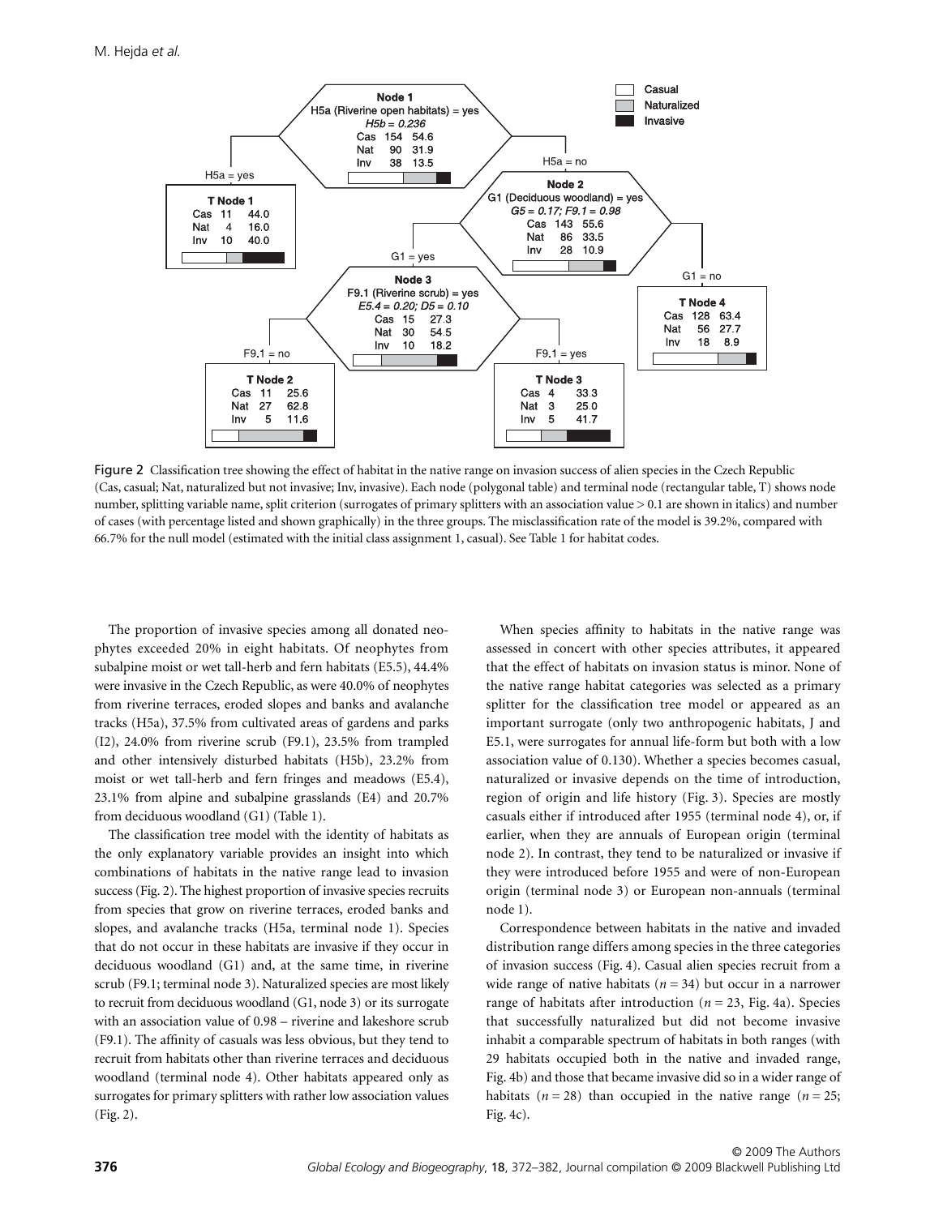Figure 2 Classification tree showing the effect of habitat in the native range on invasion success of alien species in the Czech Republic (Cas, casual; Nat, naturalized but not invasive; Inv, invasive). Each node (polygonal table) and terminal node (rectangular table, T) shows node number, splitting variable name, split criterion (surrogates of primary splitters with an association value > 0.1 are shown in italics) and number of cases (with percentage listed and shown graphically) in the three groups. The misclassification rate of the model is 39.2%, compared with 66.7% for the null model (estimated with the initial class assignment 1, casual). See Table 1 for habitat codes.

The proportion of invasive species among all donated neophytes exceeded 20% in eight habitats. Of neophytes from subalpine moist or wet tall-herb and fern habitats (E5.5), 44.4% were invasive in the Czech Republic, as were 40.0% of neophytes from riverine terraces, eroded slopes and banks and avalanche tracks (H5a), 37.5% from cultivated areas of gardens and parks (I2), 24.0% from riverine scrub (F9.1), 23.5% from trampled and other intensively disturbed habitats (H5b), 23.2% from moist or wet tall-herb and fern fringes and meadows (E5.4), 23.1% from alpine and subalpine grasslands (E4) and 20.7% from deciduous woodland (G1) (Table 1).

The classification tree model with the identity of habitats as the only explanatory variable provides an insight into which combinations of habitats in the native range lead to invasion success (Fig. 2). The highest proportion of invasive species recruits from species that grow on riverine terraces, eroded banks and slopes, and avalanche tracks (H5a, terminal node 1). Species that do not occur in these habitats are invasive if they occur in deciduous woodland (G1) and, at the same time, in riverine scrub (F9.1; terminal node 3). Naturalized species are most likely to recruit from deciduous woodland (G1, node 3) or its surrogate with an association value of 0.98 – riverine and lakeshore scrub (F9.1). The affinity of casuals was less obvious, but they tend to recruit from habitats other than riverine terraces and deciduous woodland (terminal node 4). Other habitats appeared only as surrogates for primary splitters with rather low association values (Fig. 2).

When species affinity to habitats in the native range was assessed in concert with other species attributes, it appeared that the effect of habitats on invasion status is minor. None of the native range habitat categories was selected as a primary splitter for the classification tree model or appeared as an important surrogate (only two anthropogenic habitats, J and E5.1, were surrogates for annual life-form but both with a low association value of 0.130). Whether a species becomes casual, naturalized or invasive depends on the time of introduction, region of origin and life history (Fig. 3). Species are mostly casuals either if introduced after 1955 (terminal node 4), or, if earlier, when they are annuals of European origin (terminal node 2). In contrast, they tend to be naturalized or invasive if they were introduced before 1955 and were of non-European origin (terminal node 3) or European non-annuals (terminal node 1).

Correspondence between habitats in the native and invaded distribution range differs among species in the three categories of invasion success (Fig. 4). Casual alien species recruit from a wide range of native habitats ($n = 34$) but occur in a narrower range of habitats after introduction ($n = 23$, Fig. 4a). Species that successfully naturalized but did not become invasive inhabit a comparable spectrum of habitats in both ranges (with 29 habitats occupied both in the native and invaded range, Fig. 4b) and those that became invasive did so in a wider range of habitats ($n = 28$) than occupied in the native range ($n = 25$; Fig. 4c).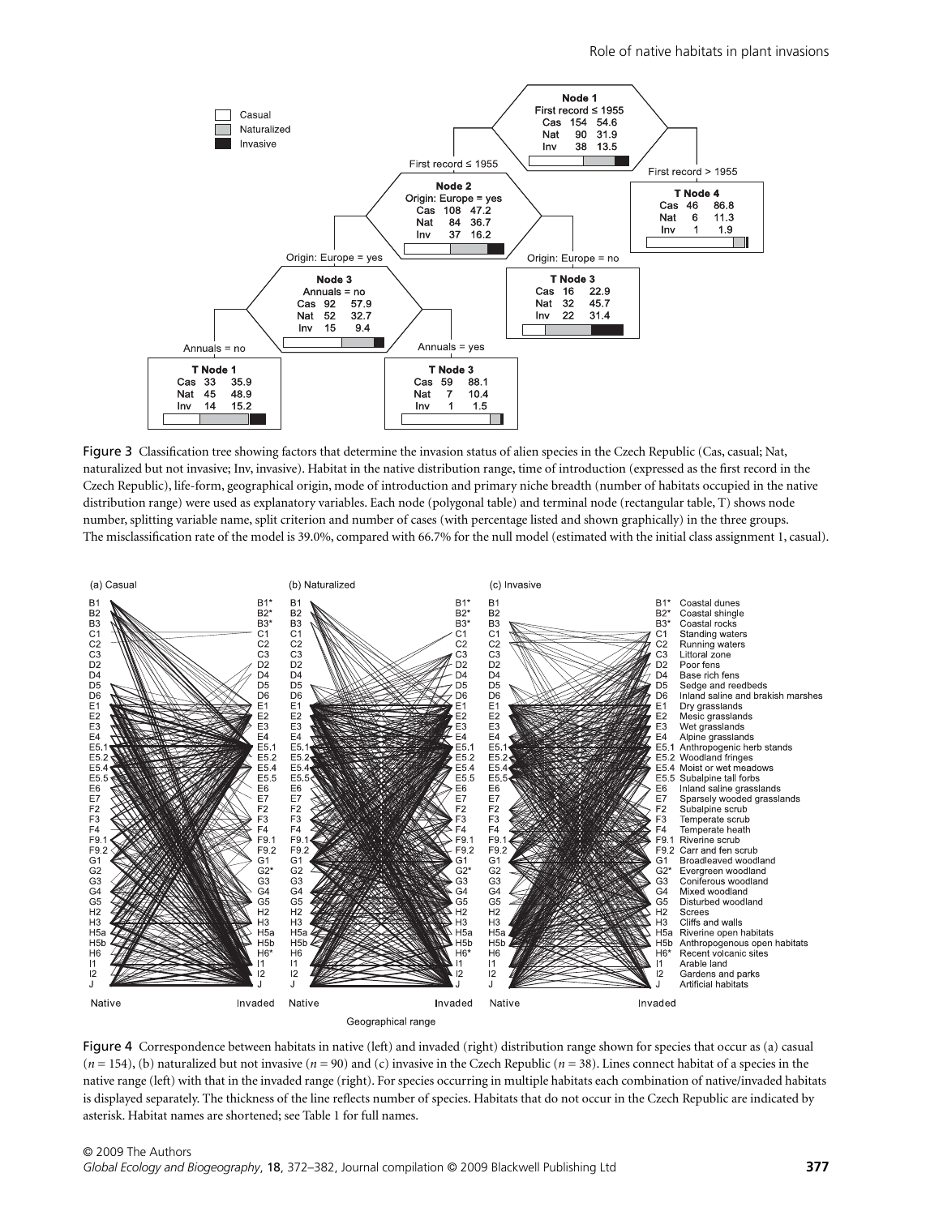Figure 3 Classification tree showing factors that determine the invasion status of alien species in the Czech Republic (Cas, casual; Nat, naturalized but not invasive; Inv, invasive). Habitat in the native distribution range, time of introduction (expressed as the first record in the Czech Republic), life-form, geographical origin, mode of introduction and primary niche breadth (number of habitats occupied in the native distribution range) were used as explanatory variables. Each node (polygonal table) and terminal node (rectangular table, T) shows node number, splitting variable name, split criterion and number of cases (with percentage listed and shown graphically) in the three groups. The misclassification rate of the model is 39.0%, compared with 66.7% for the null model (estimated with the initial class assignment 1, casual).

Figure 4 Correspondence between habitats in native (left) and invaded (right) distribution range shown for species that occur as (a) casual ($n = 154$), (b) naturalized but not invasive ($n = 90$) and (c) invasive in the Czech Republic ($n = 38$). Lines connect habitat of a species in the native range (left) with that in the invaded range (right). For species occurring in multiple habitats each combination of native/invaded habitats is displayed separately. The thickness of the line reflects number of species. Habitats that do not occur in the Czech Republic are indicated by asterisk. Habitat names are shortened; see Table 1 for full names.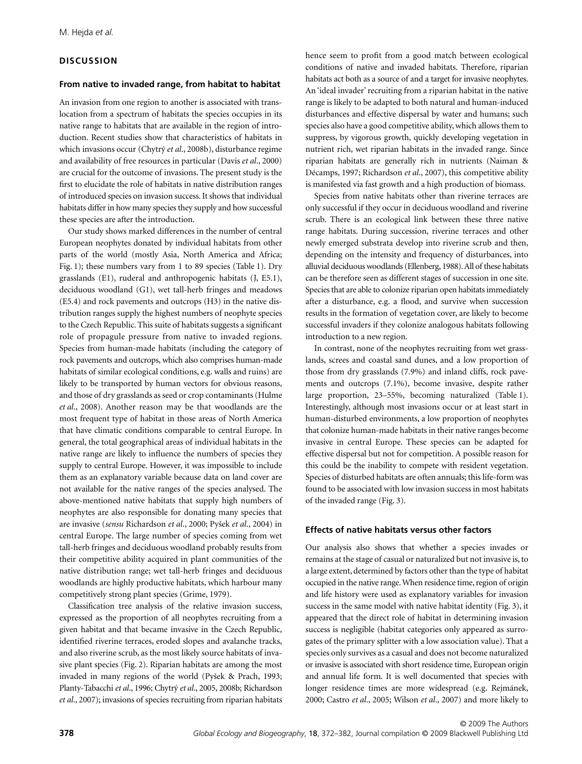## DISCUSSION

### From native to invaded range, from habitat to habitat

An invasion from one region to another is associated with translocation from a spectrum of habitats the species occupies in its native range to habitats that are available in the region of introduction. Recent studies show that characteristics of habitats in which invasions occur (Chytrý *et al*., 2008b), disturbance regime and availability of free resources in particular (Davis *et al*., 2000) are crucial for the outcome of invasions. The present study is the first to elucidate the role of habitats in native distribution ranges of introduced species on invasion success. It shows that individual habitats differ in how many species they supply and how successful these species are after the introduction.

Our study shows marked differences in the number of central European neophytes donated by individual habitats from other parts of the world (mostly Asia, North America and Africa; Fig. 1); these numbers vary from 1 to 89 species (Table 1). Dry grasslands (E1), ruderal and anthropogenic habitats (J, E5.1), deciduous woodland (G1), wet tall-herb fringes and meadows (E5.4) and rock pavements and outcrops (H3) in the native distribution ranges supply the highest numbers of neophyte species to the Czech Republic. This suite of habitats suggests a significant role of propagule pressure from native to invaded regions. Species from human-made habitats (including the category of rock pavements and outcrops, which also comprises human-made habitats of similar ecological conditions, e.g. walls and ruins) are likely to be transported by human vectors for obvious reasons, and those of dry grasslands as seed or crop contaminants (Hulme *et al*., 2008). Another reason may be that woodlands are the most frequent type of habitat in those areas of North America that have climatic conditions comparable to central Europe. In general, the total geographical areas of individual habitats in the native range are likely to influence the numbers of species they supply to central Europe. However, it was impossible to include them as an explanatory variable because data on land cover are not available for the native ranges of the species analysed. The above-mentioned native habitats that supply high numbers of neophytes are also responsible for donating many species that are invasive (*sensu* Richardson *et al*., 2000; Pyšek *et al*., 2004) in central Europe. The large number of species coming from wet tall-herb fringes and deciduous woodland probably results from their competitive ability acquired in plant communities of the native distribution range; wet tall-herb fringes and deciduous woodlands are highly productive habitats, which harbour many competitively strong plant species (Grime, 1979).

Classification tree analysis of the relative invasion success, expressed as the proportion of all neophytes recruiting from a given habitat and that became invasive in the Czech Republic, identified riverine terraces, eroded slopes and avalanche tracks, and also riverine scrub, as the most likely source habitats of invasive plant species (Fig. 2). Riparian habitats are among the most invaded in many regions of the world (Pyšek & Prach, 1993; Planty-Tabacchi *et al*., 1996; Chytrý *et al*., 2005, 2008b; Richardson *et al*., 2007); invasions of species recruiting from riparian habitats hence seem to profit from a good match between ecological conditions of native and invaded habitats. Therefore, riparian habitats act both as a source of and a target for invasive neophytes. An 'ideal invader' recruiting from a riparian habitat in the native range is likely to be adapted to both natural and human-induced disturbances and effective dispersal by water and humans; such species also have a good competitive ability, which allows them to suppress, by vigorous growth, quickly developing vegetation in nutrient rich, wet riparian habitats in the invaded range. Since riparian habitats are generally rich in nutrients (Naiman & Décamps, 1997; Richardson *et al*., 2007), this competitive ability is manifested via fast growth and a high production of biomass.

Species from native habitats other than riverine terraces are only successful if they occur in deciduous woodland and riverine scrub. There is an ecological link between these three native range habitats. During succession, riverine terraces and other newly emerged substrata develop into riverine scrub and then, depending on the intensity and frequency of disturbances, into alluvial deciduous woodlands (Ellenberg, 1988). All of these habitats can be therefore seen as different stages of succession in one site. Species that are able to colonize riparian open habitats immediately after a disturbance, e.g. a flood, and survive when succession results in the formation of vegetation cover, are likely to become successful invaders if they colonize analogous habitats following introduction to a new region.

In contrast, none of the neophytes recruiting from wet grasslands, screes and coastal sand dunes, and a low proportion of those from dry grasslands (7.9%) and inland cliffs, rock pavements and outcrops (7.1%), become invasive, despite rather large proportion, 23–55%, becoming naturalized (Table 1). Interestingly, although most invasions occur or at least start in human-disturbed environments, a low proportion of neophytes that colonize human-made habitats in their native ranges become invasive in central Europe. These species can be adapted for effective dispersal but not for competition. A possible reason for this could be the inability to compete with resident vegetation. Species of disturbed habitats are often annuals; this life-form was found to be associated with low invasion success in most habitats of the invaded range (Fig. 3).

### Effects of native habitats versus other factors

Our analysis also shows that whether a species invades or remains at the stage of casual or naturalized but not invasive is, to a large extent, determined by factors other than the type of habitat occupied in the native range. When residence time, region of origin and life history were used as explanatory variables for invasion success in the same model with native habitat identity (Fig. 3), it appeared that the direct role of habitat in determining invasion success is negligible (habitat categories only appeared as surrogates of the primary splitter with a low association value). That a species only survives as a casual and does not become naturalized or invasive is associated with short residence time, European origin and annual life form. It is well documented that species with longer residence times are more widespread (e.g. Rejmánek, 2000; Castro *et al*., 2005; Wilson *et al*., 2007) and more likely to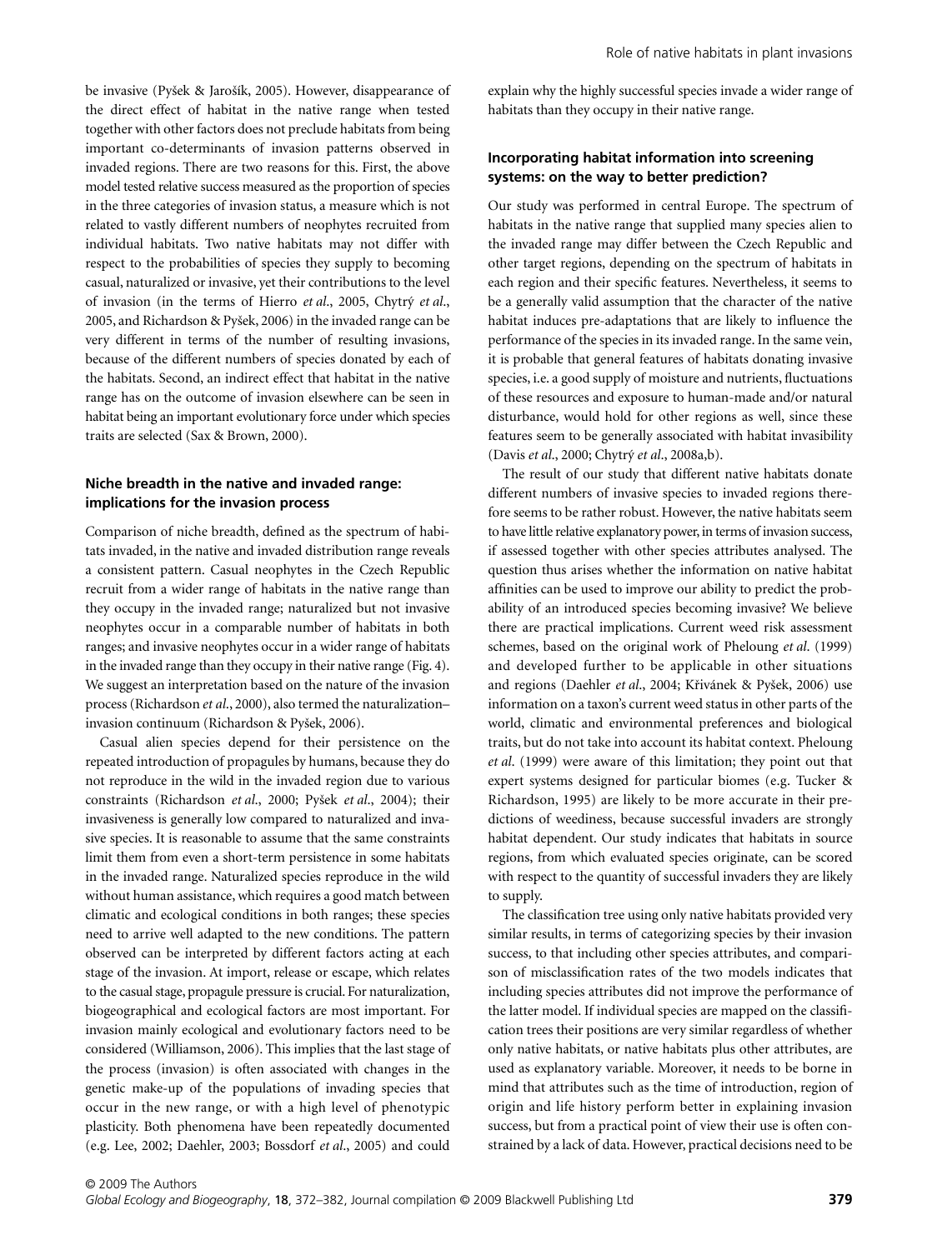be invasive (Pyšek & Jarošík, 2005). However, disappearance of the direct effect of habitat in the native range when tested together with other factors does not preclude habitats from being important co-determinants of invasion patterns observed in invaded regions. There are two reasons for this. First, the above model tested relative success measured as the proportion of species in the three categories of invasion status, a measure which is not related to vastly different numbers of neophytes recruited from individual habitats. Two native habitats may not differ with respect to the probabilities of species they supply to becoming casual, naturalized or invasive, yet their contributions to the level of invasion (in the terms of Hierro *et al*., 2005, Chytrý *et al*., 2005, and Richardson & Pyšek, 2006) in the invaded range can be very different in terms of the number of resulting invasions, because of the different numbers of species donated by each of the habitats. Second, an indirect effect that habitat in the native range has on the outcome of invasion elsewhere can be seen in habitat being an important evolutionary force under which species traits are selected (Sax & Brown, 2000).

### Niche breadth in the native and invaded range: implications for the invasion process

Comparison of niche breadth, defined as the spectrum of habitats invaded, in the native and invaded distribution range reveals a consistent pattern. Casual neophytes in the Czech Republic recruit from a wider range of habitats in the native range than they occupy in the invaded range; naturalized but not invasive neophytes occur in a comparable number of habitats in both ranges; and invasive neophytes occur in a wider range of habitats in the invaded range than they occupy in their native range (Fig. 4). We suggest an interpretation based on the nature of the invasion process (Richardson *et al*., 2000), also termed the naturalization–invasion continuum (Richardson & Pyšek, 2006).

Casual alien species depend for their persistence on the repeated introduction of propagules by humans, because they do not reproduce in the wild in the invaded region due to various constraints (Richardson *et al*., 2000; Pyšek *et al*., 2004); their invasiveness is generally low compared to naturalized and invasive species. It is reasonable to assume that the same constraints limit them from even a short-term persistence in some habitats in the invaded range. Naturalized species reproduce in the wild without human assistance, which requires a good match between climatic and ecological conditions in both ranges; these species need to arrive well adapted to the new conditions. The pattern observed can be interpreted by different factors acting at each stage of the invasion. At import, release or escape, which relates to the casual stage, propagule pressure is crucial. For naturalization, biogeographical and ecological factors are most important. For invasion mainly ecological and evolutionary factors need to be considered (Williamson, 2006). This implies that the last stage of the process (invasion) is often associated with changes in the genetic make-up of the populations of invading species that occur in the new range, or with a high level of phenotypic plasticity. Both phenomena have been repeatedly documented (e.g. Lee, 2002; Daehler, 2003; Bossdorf *et al*., 2005) and could explain why the highly successful species invade a wider range of habitats than they occupy in their native range.

### Incorporating habitat information into screening systems: on the way to better prediction?

Our study was performed in central Europe. The spectrum of habitats in the native range that supplied many species alien to the invaded range may differ between the Czech Republic and other target regions, depending on the spectrum of habitats in each region and their specific features. Nevertheless, it seems to be a generally valid assumption that the character of the native habitat induces pre-adaptations that are likely to influence the performance of the species in its invaded range. In the same vein, it is probable that general features of habitats donating invasive species, i.e. a good supply of moisture and nutrients, fluctuations of these resources and exposure to human-made and/or natural disturbance, would hold for other regions as well, since these features seem to be generally associated with habitat invasibility (Davis *et al*., 2000; Chytrý *et al*., 2008a,b).

The result of our study that different native habitats donate different numbers of invasive species to invaded regions therefore seems to be rather robust. However, the native habitats seem to have little relative explanatory power, in terms of invasion success, if assessed together with other species attributes analysed. The question thus arises whether the information on native habitat affinities can be used to improve our ability to predict the probability of an introduced species becoming invasive? We believe there are practical implications. Current weed risk assessment schemes, based on the original work of Pheloung *et al*. (1999) and developed further to be applicable in other situations and regions (Daehler *et al*., 2004; Křivánek & Pyšek, 2006) use information on a taxon's current weed status in other parts of the world, climatic and environmental preferences and biological traits, but do not take into account its habitat context. Pheloung *et al*. (1999) were aware of this limitation; they point out that expert systems designed for particular biomes (e.g. Tucker & Richardson, 1995) are likely to be more accurate in their predictions of weediness, because successful invaders are strongly habitat dependent. Our study indicates that habitats in source regions, from which evaluated species originate, can be scored with respect to the quantity of successful invaders they are likely to supply.

The classification tree using only native habitats provided very similar results, in terms of categorizing species by their invasion success, to that including other species attributes, and comparison of misclassification rates of the two models indicates that including species attributes did not improve the performance of the latter model. If individual species are mapped on the classification trees their positions are very similar regardless of whether only native habitats, or native habitats plus other attributes, are used as explanatory variable. Moreover, it needs to be borne in mind that attributes such as the time of introduction, region of origin and life history perform better in explaining invasion success, but from a practical point of view their use is often constrained by a lack of data. However, practical decisions need to be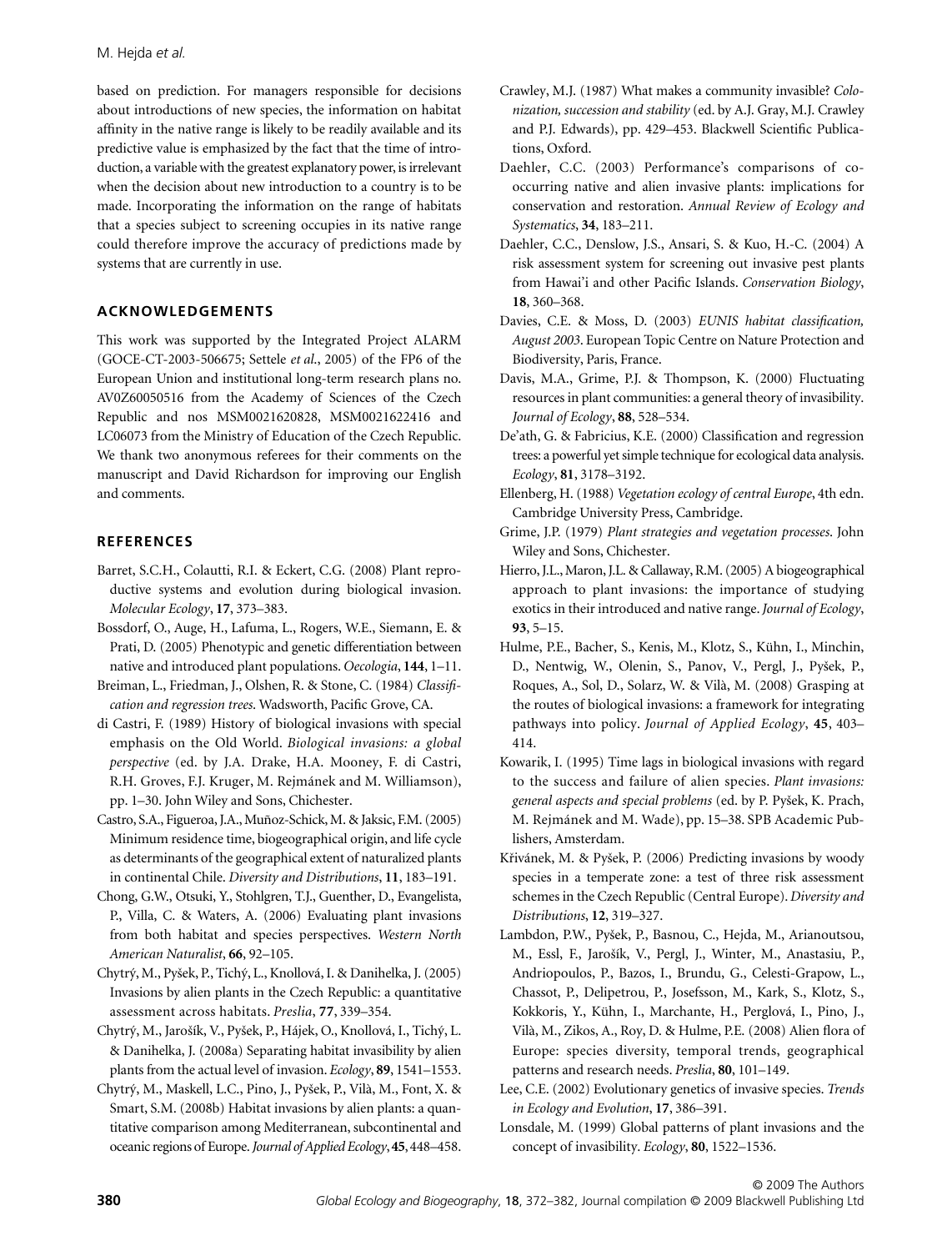based on prediction. For managers responsible for decisions about introductions of new species, the information on habitat affinity in the native range is likely to be readily available and its predictive value is emphasized by the fact that the time of introduction, a variable with the greatest explanatory power, is irrelevant when the decision about new introduction to a country is to be made. Incorporating the information on the range of habitats that a species subject to screening occupies in its native range could therefore improve the accuracy of predictions made by systems that are currently in use.

## ACKNOWLEDGEMENTS

This work was supported by the Integrated Project ALARM (GOCE-CT-2003-506675; Settele *et al.*, 2005) of the FP6 of the European Union and institutional long-term research plans no. AV0Z60050516 from the Academy of Sciences of the Czech Republic and nos MSM0021620828, MSM0021622416 and LC06073 from the Ministry of Education of the Czech Republic. We thank two anonymous referees for their comments on the manuscript and David Richardson for improving our English and comments.

## REFERENCES

Barret, S.C.H., Colautti, R.I. & Eckert, C.G. (2008) Plant reproductive systems and evolution during biological invasion. *Molecular Ecology*, **17**, 373–383.

Bossdorf, O., Auge, H., Lafuma, L., Rogers, W.E., Siemann, E. & Prati, D. (2005) Phenotypic and genetic differentiation between native and introduced plant populations. *Oecologia*, **144**, 1–11.

Breiman, L., Friedman, J., Olshen, R. & Stone, C. (1984) *Classification and regression trees*. Wadsworth, Pacific Grove, CA.

di Castri, F. (1989) History of biological invasions with special emphasis on the Old World. *Biological invasions: a global perspective* (ed. by J.A. Drake, H.A. Mooney, F. di Castri, R.H. Groves, F.J. Kruger, M. Rejmánek and M. Williamson), pp. 1–30. John Wiley and Sons, Chichester.

Castro, S.A., Figueroa, J.A., Muñoz-Schick, M. & Jaksic, F.M. (2005) Minimum residence time, biogeographical origin, and life cycle as determinants of the geographical extent of naturalized plants in continental Chile. *Diversity and Distributions*, **11**, 183–191.

Chong, G.W., Otsuki, Y., Stohlgren, T.J., Guenther, D., Evangelista, P., Villa, C. & Waters, A. (2006) Evaluating plant invasions from both habitat and species perspectives. *Western North American Naturalist*, **66**, 92–105.

Chytrý, M., Pyšek, P., Tichý, L., Knollová, I. & Danihelka, J. (2005) Invasions by alien plants in the Czech Republic: a quantitative assessment across habitats. *Preslia*, **77**, 339–354.

Chytrý, M., Jarošík, V., Pyšek, P., Hájek, O., Knollová, I., Tichý, L. & Danihelka, J. (2008a) Separating habitat invasibility by alien plants from the actual level of invasion. *Ecology*, **89**, 1541–1553.

Chytrý, M., Maskell, L.C., Pino, J., Pyšek, P., Vilà, M., Font, X. & Smart, S.M. (2008b) Habitat invasions by alien plants: a quantitative comparison among Mediterranean, subcontinental and oceanic regions of Europe. *Journal of Applied Ecology*, **45**, 448–458.

Crawley, M.J. (1987) What makes a community invasible? *Colonization, succession and stability* (ed. by A.J. Gray, M.J. Crawley and P.J. Edwards), pp. 429–453. Blackwell Scientific Publications, Oxford.

Daehler, C.C. (2003) Performance's comparisons of co-occurring native and alien invasive plants: implications for conservation and restoration. *Annual Review of Ecology and Systematics*, **34**, 183–211.

Daehler, C.C., Denslow, J.S., Ansari, S. & Kuo, H.-C. (2004) A risk assessment system for screening out invasive pest plants from Hawai'i and other Pacific Islands. *Conservation Biology*, **18**, 360–368.

Davies, C.E. & Moss, D. (2003) *EUNIS habitat classification, August 2003*. European Topic Centre on Nature Protection and Biodiversity, Paris, France.

Davis, M.A., Grime, P.J. & Thompson, K. (2000) Fluctuating resources in plant communities: a general theory of invasibility. *Journal of Ecology*, **88**, 528–534.

De'ath, G. & Fabricius, K.E. (2000) Classification and regression trees: a powerful yet simple technique for ecological data analysis. *Ecology*, **81**, 3178–3192.

Ellenberg, H. (1988) *Vegetation ecology of central Europe*, 4th edn. Cambridge University Press, Cambridge.

Grime, J.P. (1979) *Plant strategies and vegetation processes*. John Wiley and Sons, Chichester.

Hierro, J.L., Maron, J.L. & Callaway, R.M. (2005) A biogeographical approach to plant invasions: the importance of studying exotics in their introduced and native range. *Journal of Ecology*, **93**, 5–15.

Hulme, P.E., Bacher, S., Kenis, M., Klotz, S., Kühn, I., Minchin, D., Nentwig, W., Olenin, S., Panov, V., Pergl, J., Pyšek, P., Roques, A., Sol, D., Solarz, W. & Vilà, M. (2008) Grasping at the routes of biological invasions: a framework for integrating pathways into policy. *Journal of Applied Ecology*, **45**, 403–414.

Kowarik, I. (1995) Time lags in biological invasions with regard to the success and failure of alien species. *Plant invasions: general aspects and special problems* (ed. by P. Pyšek, K. Prach, M. Rejmánek and M. Wade), pp. 15–38. SPB Academic Publishers, Amsterdam.

Křivánek, M. & Pyšek, P. (2006) Predicting invasions by woody species in a temperate zone: a test of three risk assessment schemes in the Czech Republic (Central Europe). *Diversity and Distributions*, **12**, 319–327.

Lambdon, P.W., Pyšek, P., Basnou, C., Hejda, M., Arianoutsou, M., Essl, F., Jarošík, V., Pergl, J., Winter, M., Anastasiu, P., Andriopoulos, P., Bazos, I., Brundu, G., Celesti-Grapow, L., Chassot, P., Delipetrou, P., Josefsson, M., Kark, S., Klotz, S., Kokkoris, Y., Kühn, I., Marchante, H., Perglová, I., Pino, J., Vilà, M., Zikos, A., Roy, D. & Hulme, P.E. (2008) Alien flora of Europe: species diversity, temporal trends, geographical patterns and research needs. *Preslia*, **80**, 101–149.

Lee, C.E. (2002) Evolutionary genetics of invasive species. *Trends in Ecology and Evolution*, **17**, 386–391.

Lonsdale, M. (1999) Global patterns of plant invasions and the concept of invasibility. *Ecology*, **80**, 1522–1536.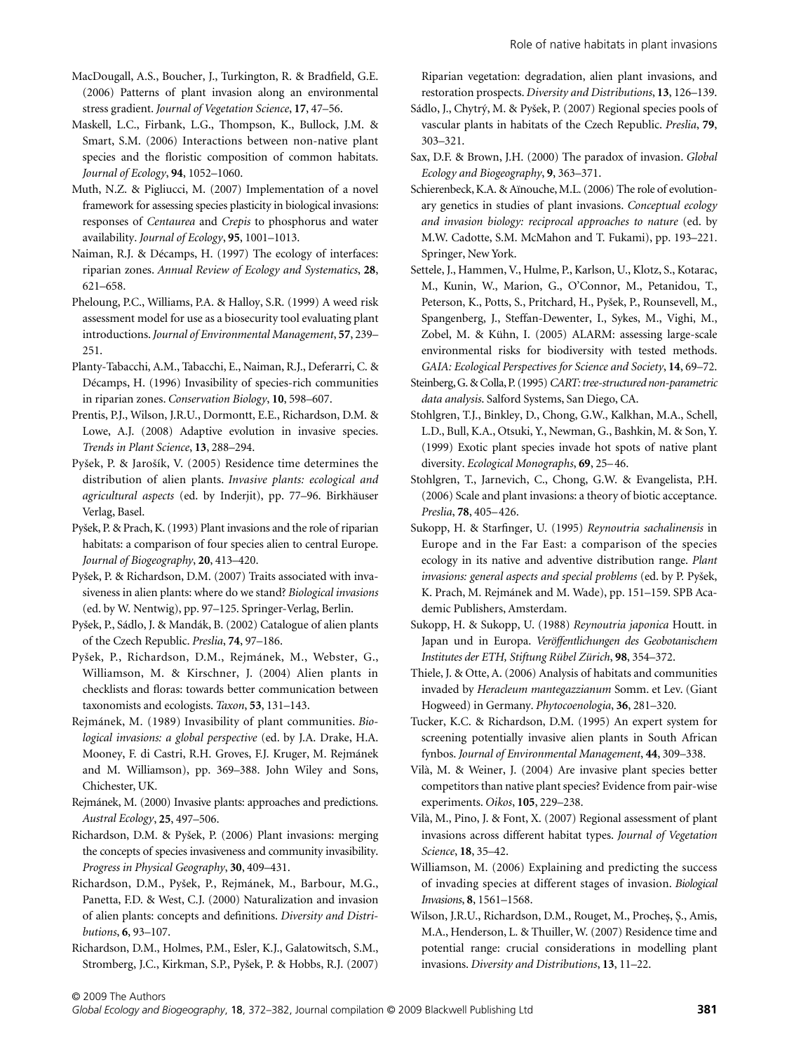MacDougall, A.S., Boucher, J., Turkington, R. & Bradfield, G.E. (2006) Patterns of plant invasion along an environmental stress gradient. *Journal of Vegetation Science*, **17**, 47–56.

Maskell, L.C., Firbank, L.G., Thompson, K., Bullock, J.M. & Smart, S.M. (2006) Interactions between non-native plant species and the floristic composition of common habitats. *Journal of Ecology*, **94**, 1052–1060.

Muth, N.Z. & Pigliucci, M. (2007) Implementation of a novel framework for assessing species plasticity in biological invasions: responses of *Centaurea* and *Crepis* to phosphorus and water availability. *Journal of Ecology*, **95**, 1001–1013.

Naiman, R.J. & Décamps, H. (1997) The ecology of interfaces: riparian zones. *Annual Review of Ecology and Systematics*, **28**, 621–658.

Pheloung, P.C., Williams, P.A. & Halloy, S.R. (1999) A weed risk assessment model for use as a biosecurity tool evaluating plant introductions. *Journal of Environmental Management*, **57**, 239–251.

Planty-Tabacchi, A.M., Tabacchi, E., Naiman, R.J., Deferarri, C. & Décamps, H. (1996) Invasibility of species-rich communities in riparian zones. *Conservation Biology*, **10**, 598–607.

Prentis, P.J., Wilson, J.R.U., Dormontt, E.E., Richardson, D.M. & Lowe, A.J. (2008) Adaptive evolution in invasive species. *Trends in Plant Science*, **13**, 288–294.

Pyšek, P. & Jarošík, V. (2005) Residence time determines the distribution of alien plants. *Invasive plants: ecological and agricultural aspects* (ed. by Inderjit), pp. 77–96. Birkhäuser Verlag, Basel.

Pyšek, P. & Prach, K. (1993) Plant invasions and the role of riparian habitats: a comparison of four species alien to central Europe. *Journal of Biogeography*, **20**, 413–420.

Pyšek, P. & Richardson, D.M. (2007) Traits associated with invasiveness in alien plants: where do we stand? *Biological invasions* (ed. by W. Nentwig), pp. 97–125. Springer-Verlag, Berlin.

Pyšek, P., Sádlo, J. & Mandák, B. (2002) Catalogue of alien plants of the Czech Republic. *Preslia*, **74**, 97–186.

Pyšek, P., Richardson, D.M., Rejmánek, M., Webster, G., Williamson, M. & Kirschner, J. (2004) Alien plants in checklists and floras: towards better communication between taxonomists and ecologists. *Taxon*, **53**, 131–143.

Rejmánek, M. (1989) Invasibility of plant communities. *Biological invasions: a global perspective* (ed. by J.A. Drake, H.A. Mooney, F. di Castri, R.H. Groves, F.J. Kruger, M. Rejmánek and M. Williamson), pp. 369–388. John Wiley and Sons, Chichester, UK.

Rejmánek, M. (2000) Invasive plants: approaches and predictions. *Austral Ecology*, **25**, 497–506.

Richardson, D.M. & Pyšek, P. (2006) Plant invasions: merging the concepts of species invasiveness and community invasibility. *Progress in Physical Geography*, **30**, 409–431.

Richardson, D.M., Pyšek, P., Rejmánek, M., Barbour, M.G., Panetta, F.D. & West, C.J. (2000) Naturalization and invasion of alien plants: concepts and definitions. *Diversity and Distributions*, **6**, 93–107.

Richardson, D.M., Holmes, P.M., Esler, K.J., Galatowitsch, S.M., Stromberg, J.C., Kirkman, S.P., Pyšek, P. & Hobbs, R.J. (2007) Riparian vegetation: degradation, alien plant invasions, and restoration prospects. *Diversity and Distributions*, **13**, 126–139.

Sádlo, J., Chytrý, M. & Pyšek, P. (2007) Regional species pools of vascular plants in habitats of the Czech Republic. *Preslia*, **79**, 303–321.

Sax, D.F. & Brown, J.H. (2000) The paradox of invasion. *Global Ecology and Biogeography*, **9**, 363–371.

Schierenbeck, K.A. & Aïnouche, M.L. (2006) The role of evolutionary genetics in studies of plant invasions. *Conceptual ecology and invasion biology: reciprocal approaches to nature* (ed. by M.W. Cadotte, S.M. McMahon and T. Fukami), pp. 193–221. Springer, New York.

Settele, J., Hammen, V., Hulme, P., Karlson, U., Klotz, S., Kotarac, M., Kunin, W., Marion, G., O'Connor, M., Petanidou, T., Peterson, K., Potts, S., Pritchard, H., Pyšek, P., Rounsevell, M., Spangenberg, J., Steffan-Dewenter, I., Sykes, M., Vighi, M., Zobel, M. & Kühn, I. (2005) ALARM: assessing large-scale environmental risks for biodiversity with tested methods. *GAIA: Ecological Perspectives for Science and Society*, **14**, 69–72.

Steinberg, G. & Colla, P. (1995) *CART: tree-structured non-parametric data analysis*. Salford Systems, San Diego, CA.

Stohlgren, T.J., Binkley, D., Chong, G.W., Kalkhan, M.A., Schell, L.D., Bull, K.A., Otsuki, Y., Newman, G., Bashkin, M. & Son, Y. (1999) Exotic plant species invade hot spots of native plant diversity. *Ecological Monographs*, **69**, 25–46.

Stohlgren, T., Jarnevich, C., Chong, G.W. & Evangelista, P.H. (2006) Scale and plant invasions: a theory of biotic acceptance. *Preslia*, **78**, 405–426.

Sukopp, H. & Starfinger, U. (1995) *Reynoutria sachalinensis* in Europe and in the Far East: a comparison of the species ecology in its native and adventive distribution range. *Plant invasions: general aspects and special problems* (ed. by P. Pyšek, K. Prach, M. Rejmánek and M. Wade), pp. 151–159. SPB Academic Publishers, Amsterdam.

Sukopp, H. & Sukopp, U. (1988) *Reynoutria japonica* Houtt. in Japan und in Europa. *Veröffentlichungen des Geobotanischem Institutes der ETH, Stiftung Rübel Zürich*, **98**, 354–372.

Thiele, J. & Otte, A. (2006) Analysis of habitats and communities invaded by *Heracleum mantegazzianum* Somm. et Lev. (Giant Hogweed) in Germany. *Phytocoenologia*, **36**, 281–320.

Tucker, K.C. & Richardson, D.M. (1995) An expert system for screening potentially invasive alien plants in South African fynbos. *Journal of Environmental Management*, **44**, 309–338.

Vilà, M. & Weiner, J. (2004) Are invasive plant species better competitors than native plant species? Evidence from pair-wise experiments. *Oikos*, **105**, 229–238.

Vilà, M., Pino, J. & Font, X. (2007) Regional assessment of plant invasions across different habitat types. *Journal of Vegetation Science*, **18**, 35–42.

Williamson, M. (2006) Explaining and predicting the success of invading species at different stages of invasion. *Biological Invasions*, **8**, 1561–1568.

Wilson, J.R.U., Richardson, D.M., Rouget, M., Procheş, Ş., Amis, M.A., Henderson, L. & Thuiller, W. (2007) Residence time and potential range: crucial considerations in modelling plant invasions. *Diversity and Distributions*, **13**, 11–22.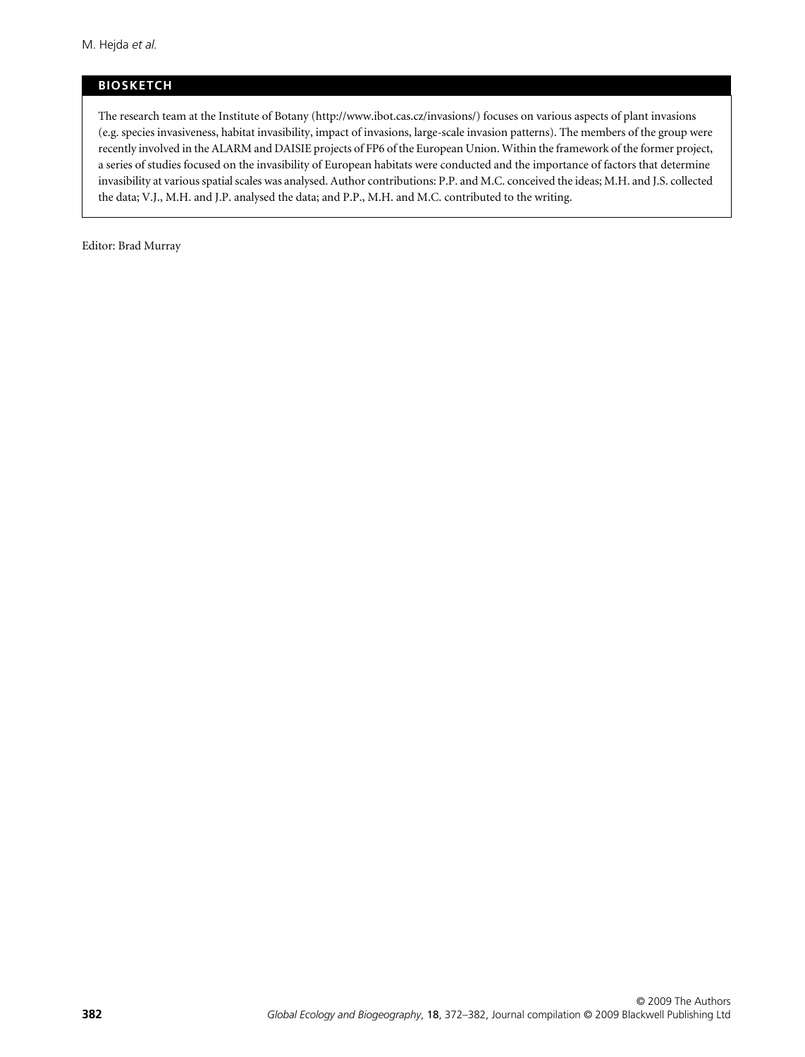## BIOSKETCH

The research team at the Institute of Botany (http://www.ibot.cas.cz/invasions/) focuses on various aspects of plant invasions (e.g. species invasiveness, habitat invasibility, impact of invasions, large-scale invasion patterns). The members of the group were recently involved in the ALARM and DAISIE projects of FP6 of the European Union. Within the framework of the former project, a series of studies focused on the invasibility of European habitats were conducted and the importance of factors that determine invasibility at various spatial scales was analysed. Author contributions: P.P. and M.C. conceived the ideas; M.H. and J.S. collected the data; V.J., M.H. and J.P. analysed the data; and P.P., M.H. and M.C. contributed to the writing.

Editor: Brad Murray